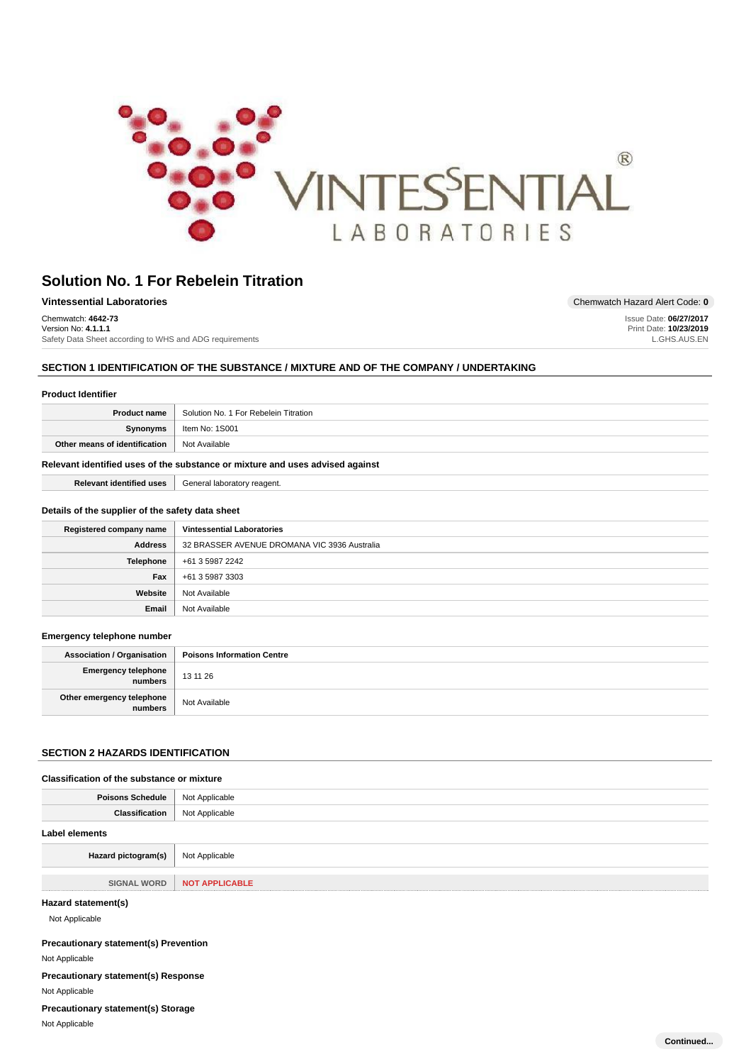# Solution No. 1 For Rebelein Titration

**Vintessential Laboratories**

Chemwatch Hazard Alert Code: **0**

Chemwatch: **4642-73**
Version No: **4.1.1.1**
Safety Data Sheet according to WHS and ADG requirements

Issue Date: **06/27/2017**
Print Date: **10/23/2019**
L.GHS.AUS.EN

## SECTION 1 IDENTIFICATION OF THE SUBSTANCE / MIXTURE AND OF THE COMPANY / UNDERTAKING

### Product Identifier

| | |
|---|---|
| **Product name** | Solution No. 1 For Rebelein Titration |
| **Synonyms** | Item No: 1S001 |
| **Other means of identification** | Not Available |

### Relevant identified uses of the substance or mixture and uses advised against

| | |
|---|---|
| **Relevant identified uses** | General laboratory reagent. |

### Details of the supplier of the safety data sheet

| | |
|---|---|
| **Registered company name** | **Vintessential Laboratories** |
| **Address** | 32 BRASSER AVENUE DROMANA VIC 3936 Australia |
| **Telephone** | +61 3 5987 2242 |
| **Fax** | +61 3 5987 3303 |
| **Website** | Not Available |
| **Email** | Not Available |

### Emergency telephone number

| | |
|---|---|
| **Association / Organisation** | **Poisons Information Centre** |
| **Emergency telephone numbers** | 13 11 26 |
| **Other emergency telephone numbers** | Not Available |

## SECTION 2 HAZARDS IDENTIFICATION

### Classification of the substance or mixture

| | |
|---|---|
| **Poisons Schedule** | Not Applicable |
| **Classification** | Not Applicable |

### Label elements

| | |
|---|---|
| **Hazard pictogram(s)** | Not Applicable |
| **SIGNAL WORD** | **NOT APPLICABLE** |

### Hazard statement(s)

Not Applicable

### Precautionary statement(s) Prevention

Not Applicable

### Precautionary statement(s) Response

Not Applicable

### Precautionary statement(s) Storage

Not Applicable

**Continued...**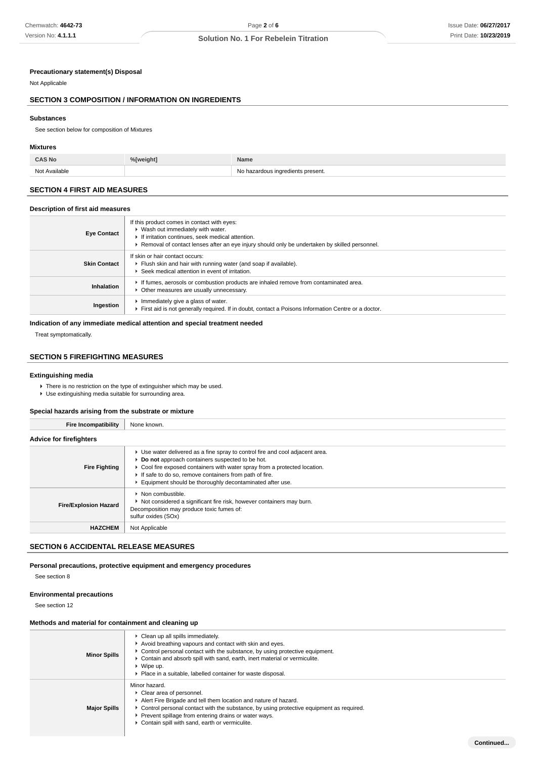### Precautionary statement(s) Disposal

Not Applicable

## SECTION 3 COMPOSITION / INFORMATION ON INGREDIENTS

### Substances

See section below for composition of Mixtures

### Mixtures

| CAS No | %[weight] | Name |
|---|---|---|
| Not Available | | No hazardous ingredients present. |

## SECTION 4 FIRST AID MEASURES

### Description of first aid measures

| | |
|---|---|
| **Eye Contact** | If this product comes in contact with eyes:<br>▸ Wash out immediately with water.<br>▸ If irritation continues, seek medical attention.<br>▸ Removal of contact lenses after an eye injury should only be undertaken by skilled personnel. |
| **Skin Contact** | If skin or hair contact occurs:<br>▸ Flush skin and hair with running water (and soap if available).<br>▸ Seek medical attention in event of irritation. |
| **Inhalation** | ▸ If fumes, aerosols or combustion products are inhaled remove from contaminated area.<br>▸ Other measures are usually unnecessary. |
| **Ingestion** | ▸ Immediately give a glass of water.<br>▸ First aid is not generally required. If in doubt, contact a Poisons Information Centre or a doctor. |

### Indication of any immediate medical attention and special treatment needed

Treat symptomatically.

## SECTION 5 FIREFIGHTING MEASURES

### Extinguishing media

- There is no restriction on the type of extinguisher which may be used.
- Use extinguishing media suitable for surrounding area.

### Special hazards arising from the substrate or mixture

| | |
|---|---|
| **Fire Incompatibility** | None known. |

### Advice for firefighters

| | |
|---|---|
| **Fire Fighting** | ▸ Use water delivered as a fine spray to control fire and cool adjacent area.<br>▸ **Do not** approach containers suspected to be hot.<br>▸ Cool fire exposed containers with water spray from a protected location.<br>▸ If safe to do so, remove containers from path of fire.<br>▸ Equipment should be thoroughly decontaminated after use. |
| **Fire/Explosion Hazard** | ▸ Non combustible.<br>▸ Not considered a significant fire risk, however containers may burn.<br>Decomposition may produce toxic fumes of:<br>sulfur oxides (SOx) |
| **HAZCHEM** | Not Applicable |

## SECTION 6 ACCIDENTAL RELEASE MEASURES

### Personal precautions, protective equipment and emergency procedures

See section 8

### Environmental precautions

See section 12

### Methods and material for containment and cleaning up

| | |
|---|---|
| **Minor Spills** | ▸ Clean up all spills immediately.<br>▸ Avoid breathing vapours and contact with skin and eyes.<br>▸ Control personal contact with the substance, by using protective equipment.<br>▸ Contain and absorb spill with sand, earth, inert material or vermiculite.<br>▸ Wipe up.<br>▸ Place in a suitable, labelled container for waste disposal. |
| **Major Spills** | Minor hazard.<br>▸ Clear area of personnel.<br>▸ Alert Fire Brigade and tell them location and nature of hazard.<br>▸ Control personal contact with the substance, by using protective equipment as required.<br>▸ Prevent spillage from entering drains or water ways.<br>▸ Contain spill with sand, earth or vermiculite. |

Continued...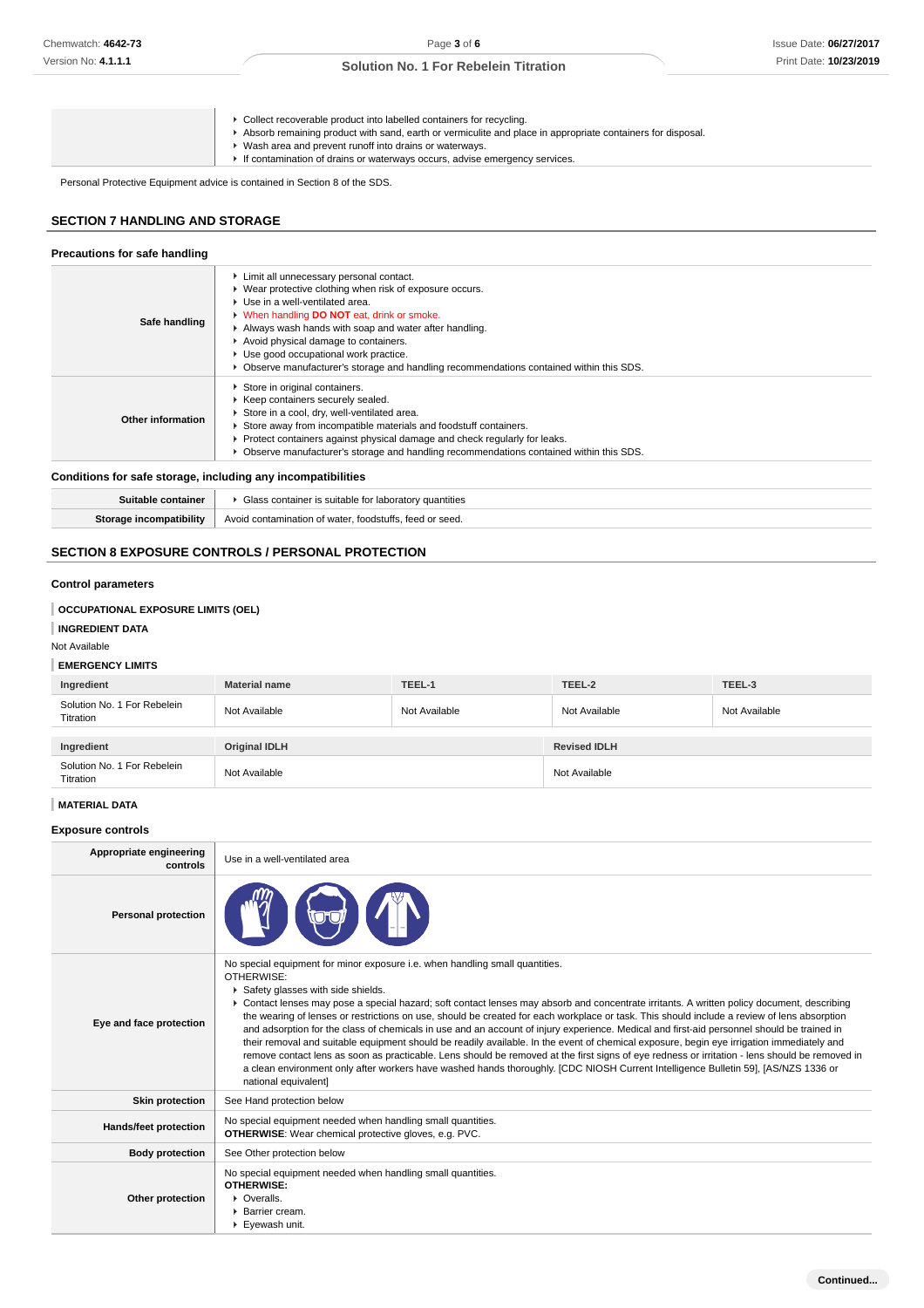| | |
|---|---|
| | ▸ Collect recoverable product into labelled containers for recycling.<br>▸ Absorb remaining product with sand, earth or vermiculite and place in appropriate containers for disposal.<br>▸ Wash area and prevent runoff into drains or waterways.<br>▸ If contamination of drains or waterways occurs, advise emergency services. |

Personal Protective Equipment advice is contained in Section 8 of the SDS.

## SECTION 7 HANDLING AND STORAGE

### Precautions for safe handling

| | |
|---|---|
| **Safe handling** | ▸ Limit all unnecessary personal contact.<br>▸ Wear protective clothing when risk of exposure occurs.<br>▸ Use in a well-ventilated area.<br>▸ When handling **DO NOT** eat, drink or smoke.<br>▸ Always wash hands with soap and water after handling.<br>▸ Avoid physical damage to containers.<br>▸ Use good occupational work practice.<br>▸ Observe manufacturer's storage and handling recommendations contained within this SDS. |
| **Other information** | ▸ Store in original containers.<br>▸ Keep containers securely sealed.<br>▸ Store in a cool, dry, well-ventilated area.<br>▸ Store away from incompatible materials and foodstuff containers.<br>▸ Protect containers against physical damage and check regularly for leaks.<br>▸ Observe manufacturer's storage and handling recommendations contained within this SDS. |

### Conditions for safe storage, including any incompatibilities

| | |
|---|---|
| **Suitable container** | ▸ Glass container is suitable for laboratory quantities |
| **Storage incompatibility** | Avoid contamination of water, foodstuffs, feed or seed. |

## SECTION 8 EXPOSURE CONTROLS / PERSONAL PROTECTION

### Control parameters

**OCCUPATIONAL EXPOSURE LIMITS (OEL)**

**INGREDIENT DATA**

Not Available

**EMERGENCY LIMITS**

| Ingredient | Material name | TEEL-1 | TEEL-2 | TEEL-3 |
|---|---|---|---|---|
| Solution No. 1 For Rebelein Titration | Not Available | Not Available | Not Available | Not Available |

| Ingredient | Original IDLH | Revised IDLH |
|---|---|---|
| Solution No. 1 For Rebelein Titration | Not Available | Not Available |

**MATERIAL DATA**

### Exposure controls

| | |
|---|---|
| **Appropriate engineering controls** | Use in a well-ventilated area |
| **Personal protection** | |
| **Eye and face protection** | No special equipment for minor exposure i.e. when handling small quantities.<br>OTHERWISE:<br>▸ Safety glasses with side shields.<br>▸ Contact lenses may pose a special hazard; soft contact lenses may absorb and concentrate irritants. A written policy document, describing the wearing of lenses or restrictions on use, should be created for each workplace or task. This should include a review of lens absorption and adsorption for the class of chemicals in use and an account of injury experience. Medical and first-aid personnel should be trained in their removal and suitable equipment should be readily available. In the event of chemical exposure, begin eye irrigation immediately and remove contact lens as soon as practicable. Lens should be removed at the first signs of eye redness or irritation - lens should be removed in a clean environment only after workers have washed hands thoroughly. [CDC NIOSH Current Intelligence Bulletin 59], [AS/NZS 1336 or national equivalent] |
| **Skin protection** | See Hand protection below |
| **Hands/feet protection** | No special equipment needed when handling small quantities.<br>**OTHERWISE**: Wear chemical protective gloves, e.g. PVC. |
| **Body protection** | See Other protection below |
| **Other protection** | No special equipment needed when handling small quantities.<br>**OTHERWISE:**<br>▸ Overalls.<br>▸ Barrier cream.<br>▸ Eyewash unit. |

**Continued...**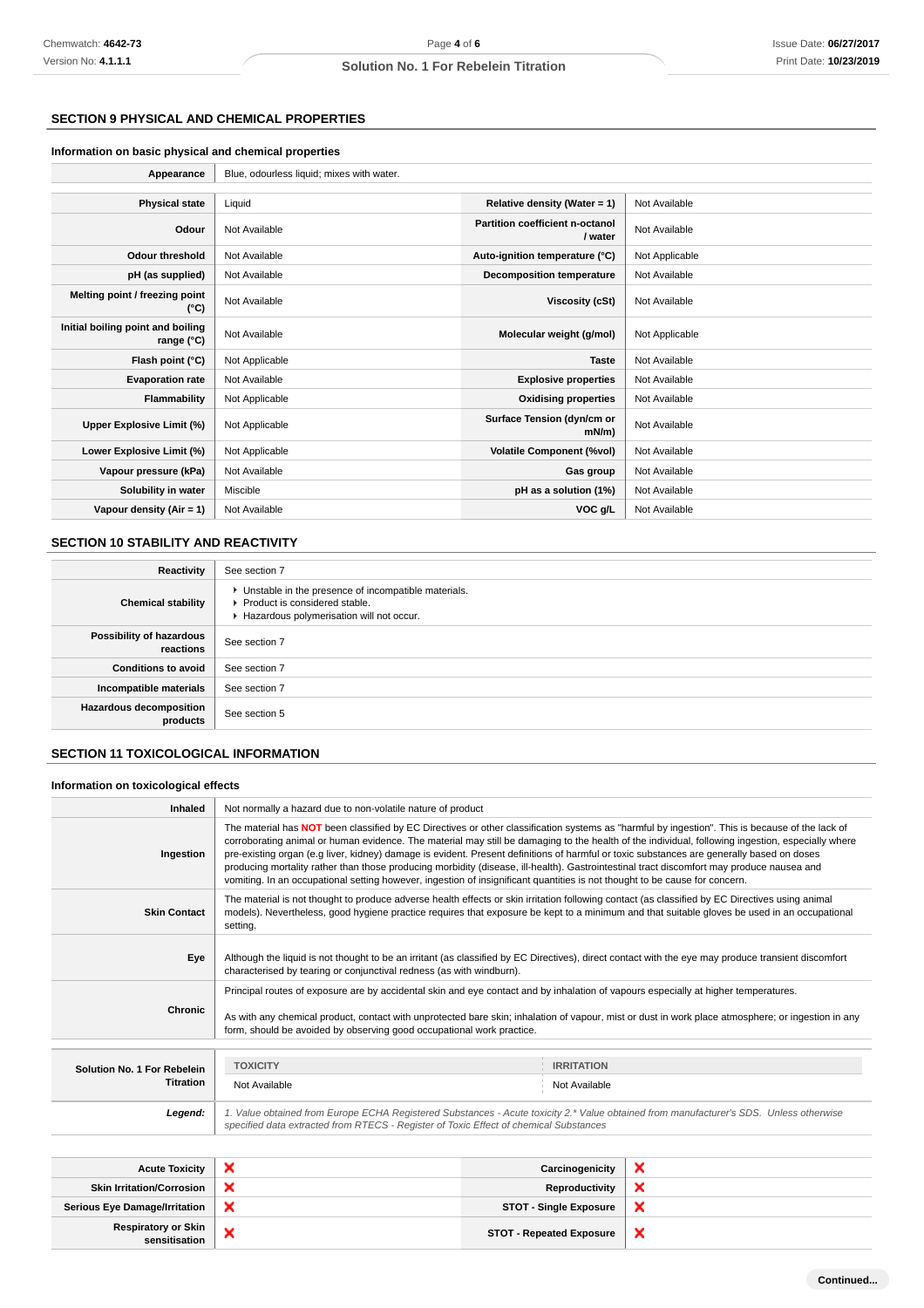## SECTION 9 PHYSICAL AND CHEMICAL PROPERTIES

### Information on basic physical and chemical properties

| | |
|---|---|
| **Appearance** | Blue, odourless liquid; mixes with water. |

| | | | |
|---|---|---|---|
| **Physical state** | Liquid | **Relative density (Water = 1)** | Not Available |
| **Odour** | Not Available | **Partition coefficient n-octanol / water** | Not Available |
| **Odour threshold** | Not Available | **Auto-ignition temperature (°C)** | Not Applicable |
| **pH (as supplied)** | Not Available | **Decomposition temperature** | Not Available |
| **Melting point / freezing point (°C)** | Not Available | **Viscosity (cSt)** | Not Available |
| **Initial boiling point and boiling range (°C)** | Not Available | **Molecular weight (g/mol)** | Not Applicable |
| **Flash point (°C)** | Not Applicable | **Taste** | Not Available |
| **Evaporation rate** | Not Available | **Explosive properties** | Not Available |
| **Flammability** | Not Applicable | **Oxidising properties** | Not Available |
| **Upper Explosive Limit (%)** | Not Applicable | **Surface Tension (dyn/cm or mN/m)** | Not Available |
| **Lower Explosive Limit (%)** | Not Applicable | **Volatile Component (%vol)** | Not Available |
| **Vapour pressure (kPa)** | Not Available | **Gas group** | Not Available |
| **Solubility in water** | Miscible | **pH as a solution (1%)** | Not Available |
| **Vapour density (Air = 1)** | Not Available | **VOC g/L** | Not Available |

## SECTION 10 STABILITY AND REACTIVITY

| | |
|---|---|
| **Reactivity** | See section 7 |
| **Chemical stability** | ▸ Unstable in the presence of incompatible materials.<br>▸ Product is considered stable.<br>▸ Hazardous polymerisation will not occur. |
| **Possibility of hazardous reactions** | See section 7 |
| **Conditions to avoid** | See section 7 |
| **Incompatible materials** | See section 7 |
| **Hazardous decomposition products** | See section 5 |

## SECTION 11 TOXICOLOGICAL INFORMATION

### Information on toxicological effects

| | |
|---|---|
| **Inhaled** | Not normally a hazard due to non-volatile nature of product |
| **Ingestion** | The material has **NOT** been classified by EC Directives or other classification systems as "harmful by ingestion". This is because of the lack of corroborating animal or human evidence. The material may still be damaging to the health of the individual, following ingestion, especially where pre-existing organ (e.g liver, kidney) damage is evident. Present definitions of harmful or toxic substances are generally based on doses producing mortality rather than those producing morbidity (disease, ill-health). Gastrointestinal tract discomfort may produce nausea and vomiting. In an occupational setting however, ingestion of insignificant quantities is not thought to be cause for concern. |
| **Skin Contact** | The material is not thought to produce adverse health effects or skin irritation following contact (as classified by EC Directives using animal models). Nevertheless, good hygiene practice requires that exposure be kept to a minimum and that suitable gloves be used in an occupational setting. |
| **Eye** | Although the liquid is not thought to be an irritant (as classified by EC Directives), direct contact with the eye may produce transient discomfort characterised by tearing or conjunctival redness (as with windburn). |
| **Chronic** | Principal routes of exposure are by accidental skin and eye contact and by inhalation of vapours especially at higher temperatures.<br><br>As with any chemical product, contact with unprotected bare skin; inhalation of vapour, mist or dust in work place atmosphere; or ingestion in any form, should be avoided by observing good occupational work practice. |

| | TOXICITY | IRRITATION |
|---|---|---|
| **Solution No. 1 For Rebelein Titration** | Not Available | Not Available |
| ***Legend:*** | *1. Value obtained from Europe ECHA Registered Substances - Acute toxicity 2.\* Value obtained from manufacturer's SDS. Unless otherwise specified data extracted from RTECS - Register of Toxic Effect of chemical Substances* | |

| | | | |
|---|---|---|---|
| **Acute Toxicity** | ❌ | **Carcinogenicity** | ❌ |
| **Skin Irritation/Corrosion** | ❌ | **Reproductivity** | ❌ |
| **Serious Eye Damage/Irritation** | ❌ | **STOT - Single Exposure** | ❌ |
| **Respiratory or Skin sensitisation** | ❌ | **STOT - Repeated Exposure** | ❌ |

**Continued...**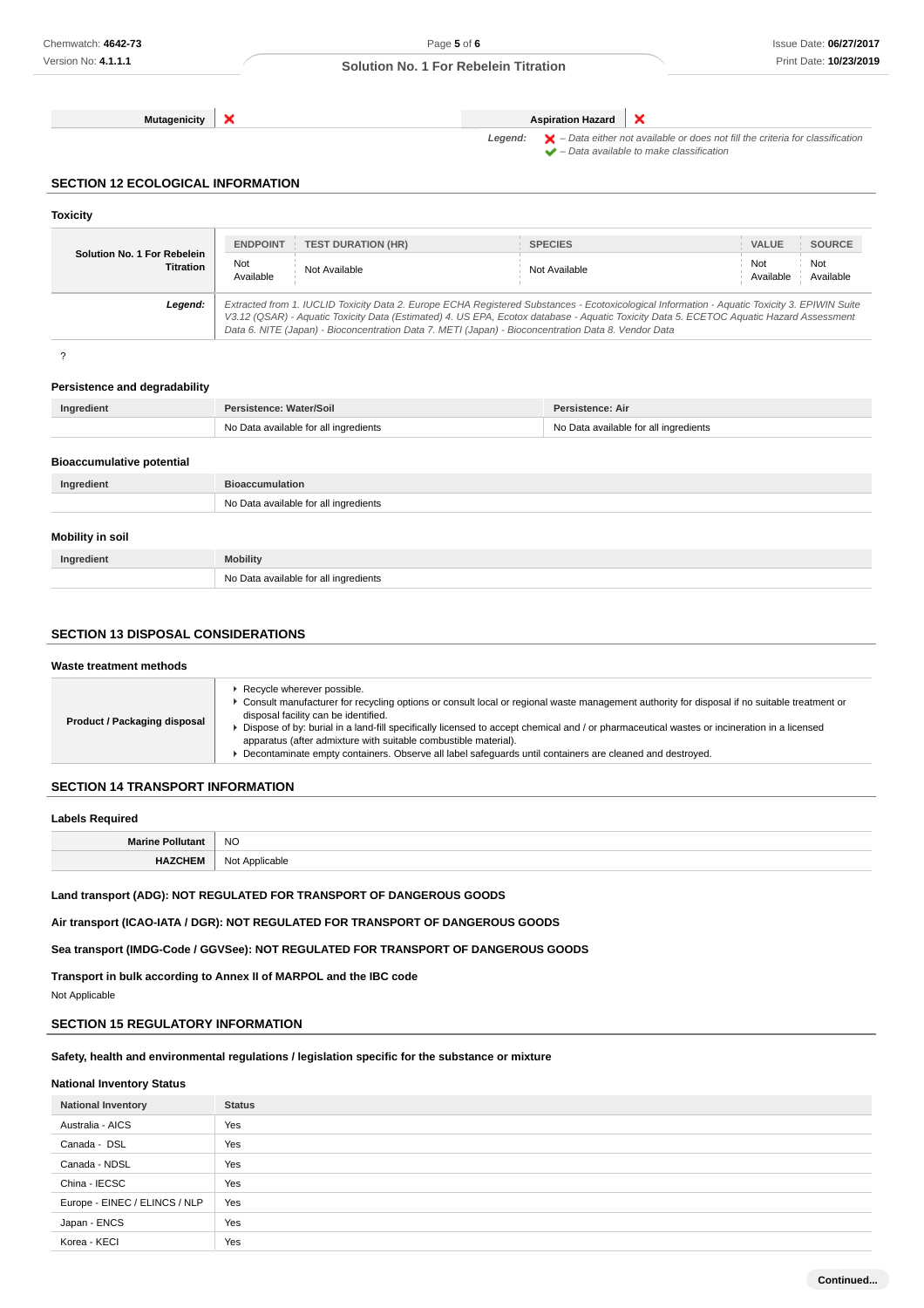| Mutagenicity | ❌ | Aspiration Hazard | ❌ |
|---|---|---|---|

*Legend:* ❌ – *Data either not available or does not fill the criteria for classification*
✔ – *Data available to make classification*

## SECTION 12 ECOLOGICAL INFORMATION

### Toxicity

| Solution No. 1 For Rebelein Titration | ENDPOINT | TEST DURATION (HR) | SPECIES | VALUE | SOURCE |
|---|---|---|---|---|---|
| | Not Available | Not Available | Not Available | Not Available | Not Available |
| ***Legend:*** | *Extracted from 1. IUCLID Toxicity Data 2. Europe ECHA Registered Substances - Ecotoxicological Information - Aquatic Toxicity 3. EPIWIN Suite V3.12 (QSAR) - Aquatic Toxicity Data (Estimated) 4. US EPA, Ecotox database - Aquatic Toxicity Data 5. ECETOC Aquatic Hazard Assessment Data 6. NITE (Japan) - Bioconcentration Data 7. METI (Japan) - Bioconcentration Data 8. Vendor Data* | | | | |

?

### Persistence and degradability

| Ingredient | Persistence: Water/Soil | Persistence: Air |
|---|---|---|
| | No Data available for all ingredients | No Data available for all ingredients |

### Bioaccumulative potential

| Ingredient | Bioaccumulation |
|---|---|
| | No Data available for all ingredients |

### Mobility in soil

| Ingredient | Mobility |
|---|---|
| | No Data available for all ingredients |

## SECTION 13 DISPOSAL CONSIDERATIONS

### Waste treatment methods

| Product / Packaging disposal | ▸ Recycle wherever possible.<br>▸ Consult manufacturer for recycling options or consult local or regional waste management authority for disposal if no suitable treatment or disposal facility can be identified.<br>▸ Dispose of by: burial in a land-fill specifically licensed to accept chemical and / or pharmaceutical wastes or incineration in a licensed apparatus (after admixture with suitable combustible material).<br>▸ Decontaminate empty containers. Observe all label safeguards until containers are cleaned and destroyed. |
|---|---|

## SECTION 14 TRANSPORT INFORMATION

### Labels Required

| Marine Pollutant | NO |
|---|---|
| HAZCHEM | Not Applicable |

**Land transport (ADG): NOT REGULATED FOR TRANSPORT OF DANGEROUS GOODS**

**Air transport (ICAO-IATA / DGR): NOT REGULATED FOR TRANSPORT OF DANGEROUS GOODS**

**Sea transport (IMDG-Code / GGVSee): NOT REGULATED FOR TRANSPORT OF DANGEROUS GOODS**

**Transport in bulk according to Annex II of MARPOL and the IBC code**

Not Applicable

## SECTION 15 REGULATORY INFORMATION

**Safety, health and environmental regulations / legislation specific for the substance or mixture**

### National Inventory Status

| National Inventory | Status |
|---|---|
| Australia - AICS | Yes |
| Canada - DSL | Yes |
| Canada - NDSL | Yes |
| China - IECSC | Yes |
| Europe - EINEC / ELINCS / NLP | Yes |
| Japan - ENCS | Yes |
| Korea - KECI | Yes |

Continued...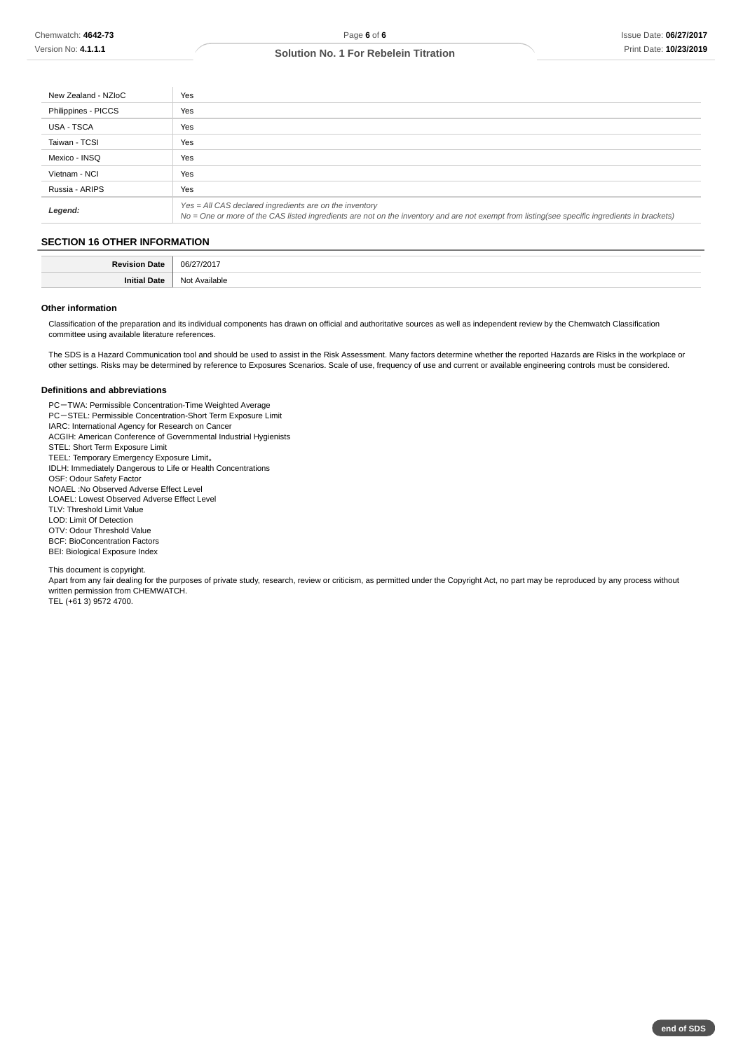| | |
|---|---|
| New Zealand - NZIoC | Yes |
| Philippines - PICCS | Yes |
| USA - TSCA | Yes |
| Taiwan - TCSI | Yes |
| Mexico - INSQ | Yes |
| Vietnam - NCI | Yes |
| Russia - ARIPS | Yes |
| ***Legend:*** | *Yes = All CAS declared ingredients are on the inventory*<br>*No = One or more of the CAS listed ingredients are not on the inventory and are not exempt from listing(see specific ingredients in brackets)* |

## SECTION 16 OTHER INFORMATION

| | |
|---|---|
| **Revision Date** | 06/27/2017 |
| **Initial Date** | Not Available |

### Other information

Classification of the preparation and its individual components has drawn on official and authoritative sources as well as independent review by the Chemwatch Classification committee using available literature references.

The SDS is a Hazard Communication tool and should be used to assist in the Risk Assessment. Many factors determine whether the reported Hazards are Risks in the workplace or other settings. Risks may be determined by reference to Exposures Scenarios. Scale of use, frequency of use and current or available engineering controls must be considered.

### Definitions and abbreviations

PC－TWA: Permissible Concentration-Time Weighted Average
PC－STEL: Permissible Concentration-Short Term Exposure Limit
IARC: International Agency for Research on Cancer
ACGIH: American Conference of Governmental Industrial Hygienists
STEL: Short Term Exposure Limit
TEEL: Temporary Emergency Exposure Limit。
IDLH: Immediately Dangerous to Life or Health Concentrations
OSF: Odour Safety Factor
NOAEL :No Observed Adverse Effect Level
LOAEL: Lowest Observed Adverse Effect Level
TLV: Threshold Limit Value
LOD: Limit Of Detection
OTV: Odour Threshold Value
BCF: BioConcentration Factors
BEI: Biological Exposure Index

This document is copyright.
Apart from any fair dealing for the purposes of private study, research, review or criticism, as permitted under the Copyright Act, no part may be reproduced by any process without written permission from CHEMWATCH.
TEL (+61 3) 9572 4700.

end of SDS